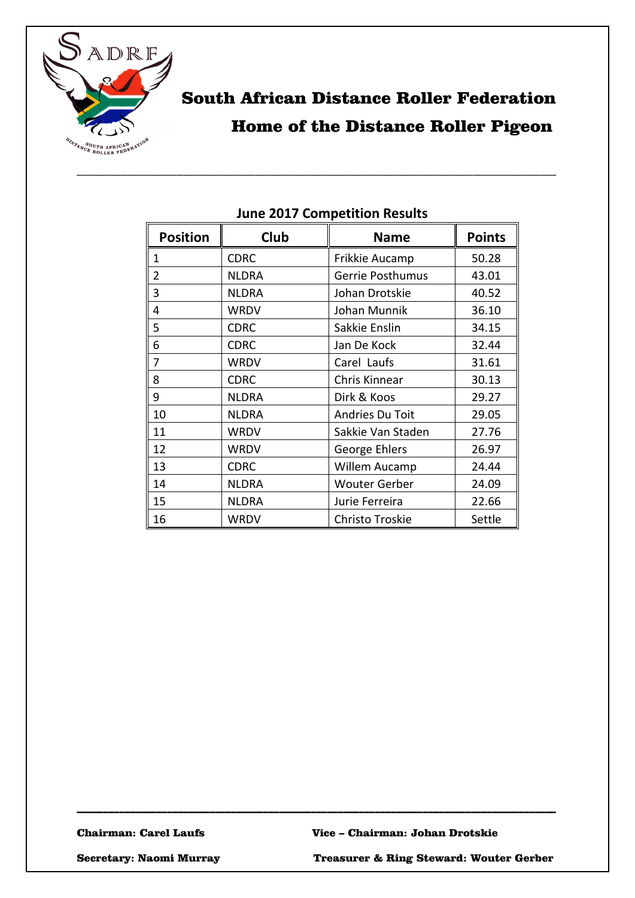# South African Distance Roller Federation

## Home of the Distance Roller Pigeon

---

### June 2017 Competition Results

| Position | Club | Name | Points |
|---|---|---|---|
| 1 | CDRC | Frikkie Aucamp | 50.28 |
| 2 | NLDRA | Gerrie Posthumus | 43.01 |
| 3 | NLDRA | Johan Drotskie | 40.52 |
| 4 | WRDV | Johan Munnik | 36.10 |
| 5 | CDRC | Sakkie Enslin | 34.15 |
| 6 | CDRC | Jan De Kock | 32.44 |
| 7 | WRDV | Carel Laufs | 31.61 |
| 8 | CDRC | Chris Kinnear | 30.13 |
| 9 | NLDRA | Dirk & Koos | 29.27 |
| 10 | NLDRA | Andries Du Toit | 29.05 |
| 11 | WRDV | Sakkie Van Staden | 27.76 |
| 12 | WRDV | George Ehlers | 26.97 |
| 13 | CDRC | Willem Aucamp | 24.44 |
| 14 | NLDRA | Wouter Gerber | 24.09 |
| 15 | NLDRA | Jurie Ferreira | 22.66 |
| 16 | WRDV | Christo Troskie | Settle |

---

**Chairman: Carel Laufs** **Vice – Chairman: Johan Drotskie**

**Secretary: Naomi Murray** **Treasurer & Ring Steward: Wouter Gerber**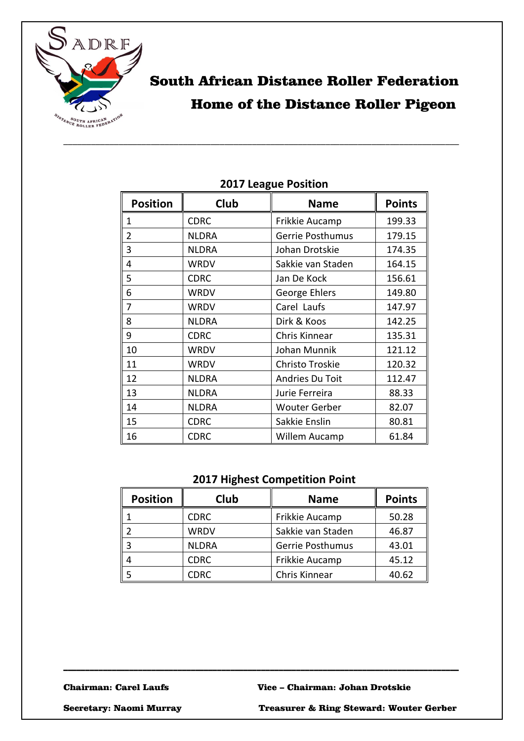# South African Distance Roller Federation

## Home of the Distance Roller Pigeon

### 2017 League Position

| Position | Club | Name | Points |
|---|---|---|---|
| 1 | CDRC | Frikkie Aucamp | 199.33 |
| 2 | NLDRA | Gerrie Posthumus | 179.15 |
| 3 | NLDRA | Johan Drotskie | 174.35 |
| 4 | WRDV | Sakkie van Staden | 164.15 |
| 5 | CDRC | Jan De Kock | 156.61 |
| 6 | WRDV | George Ehlers | 149.80 |
| 7 | WRDV | Carel Laufs | 147.97 |
| 8 | NLDRA | Dirk & Koos | 142.25 |
| 9 | CDRC | Chris Kinnear | 135.31 |
| 10 | WRDV | Johan Munnik | 121.12 |
| 11 | WRDV | Christo Troskie | 120.32 |
| 12 | NLDRA | Andries Du Toit | 112.47 |
| 13 | NLDRA | Jurie Ferreira | 88.33 |
| 14 | NLDRA | Wouter Gerber | 82.07 |
| 15 | CDRC | Sakkie Enslin | 80.81 |
| 16 | CDRC | Willem Aucamp | 61.84 |

### 2017 Highest Competition Point

| Position | Club | Name | Points |
|---|---|---|---|
| 1 | CDRC | Frikkie Aucamp | 50.28 |
| 2 | WRDV | Sakkie van Staden | 46.87 |
| 3 | NLDRA | Gerrie Posthumus | 43.01 |
| 4 | CDRC | Frikkie Aucamp | 45.12 |
| 5 | CDRC | Chris Kinnear | 40.62 |

**Chairman: Carel Laufs** | **Vice – Chairman: Johan Drotskie**

**Secretary: Naomi Murray** | **Treasurer & Ring Steward: Wouter Gerber**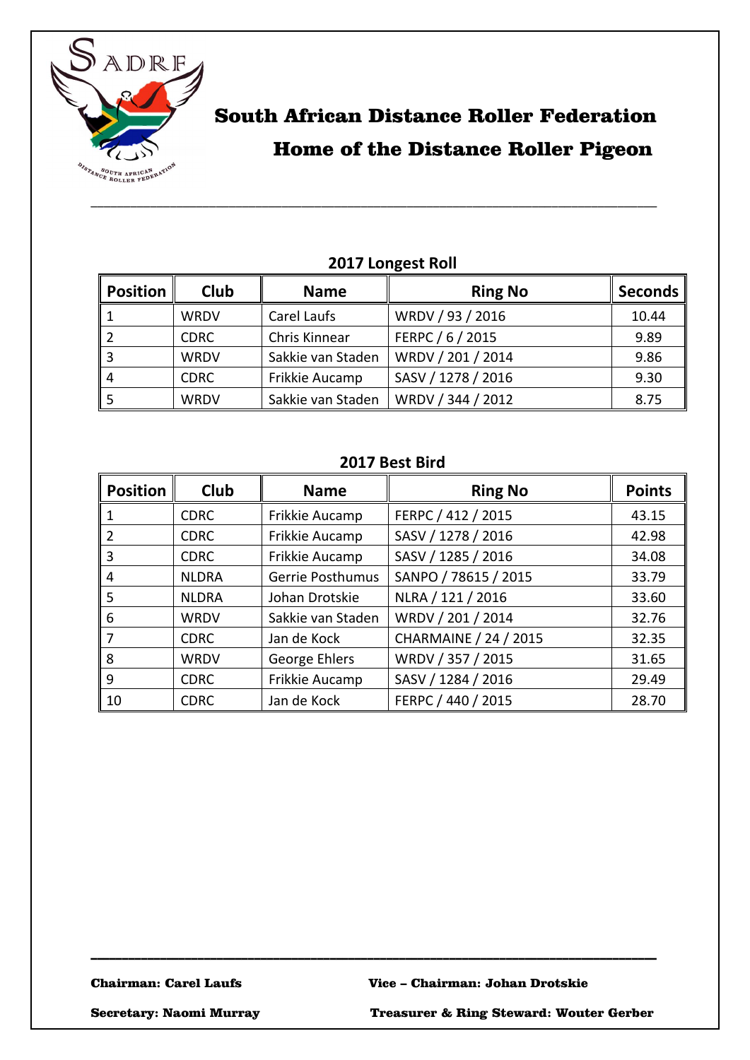# South African Distance Roller Federation

## Home of the Distance Roller Pigeon

### 2017 Longest Roll

| Position | Club | Name | Ring No | Seconds |
|---|---|---|---|---|
| 1 | WRDV | Carel Laufs | WRDV / 93 / 2016 | 10.44 |
| 2 | CDRC | Chris Kinnear | FERPC / 6 / 2015 | 9.89 |
| 3 | WRDV | Sakkie van Staden | WRDV / 201 / 2014 | 9.86 |
| 4 | CDRC | Frikkie Aucamp | SASV / 1278 / 2016 | 9.30 |
| 5 | WRDV | Sakkie van Staden | WRDV / 344 / 2012 | 8.75 |

### 2017 Best Bird

| Position | Club | Name | Ring No | Points |
|---|---|---|---|---|
| 1 | CDRC | Frikkie Aucamp | FERPC / 412 / 2015 | 43.15 |
| 2 | CDRC | Frikkie Aucamp | SASV / 1278 / 2016 | 42.98 |
| 3 | CDRC | Frikkie Aucamp | SASV / 1285 / 2016 | 34.08 |
| 4 | NLDRA | Gerrie Posthumus | SANPO / 78615 / 2015 | 33.79 |
| 5 | NLDRA | Johan Drotskie | NLRA / 121 / 2016 | 33.60 |
| 6 | WRDV | Sakkie van Staden | WRDV / 201 / 2014 | 32.76 |
| 7 | CDRC | Jan de Kock | CHARMAINE / 24 / 2015 | 32.35 |
| 8 | WRDV | George Ehlers | WRDV / 357 / 2015 | 31.65 |
| 9 | CDRC | Frikkie Aucamp | SASV / 1284 / 2016 | 29.49 |
| 10 | CDRC | Jan de Kock | FERPC / 440 / 2015 | 28.70 |

**Chairman: Carel Laufs** **Vice – Chairman: Johan Drotskie**

**Secretary: Naomi Murray** **Treasurer & Ring Steward: Wouter Gerber**